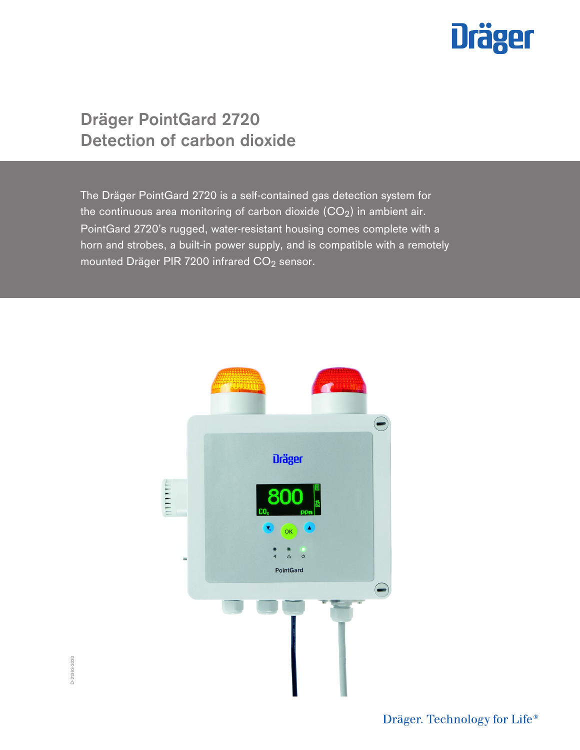# Dräger PointGard 2720
## Detection of carbon dioxide

The Dräger PointGard 2720 is a self-contained gas detection system for the continuous area monitoring of carbon dioxide ($CO_2$) in ambient air. PointGard 2720's rugged, water-resistant housing comes complete with a horn and strobes, a built-in power supply, and is compatible with a remotely mounted Dräger PIR 7200 infrared $CO_2$ sensor.

D-21363-2020

Dräger. Technology for Life®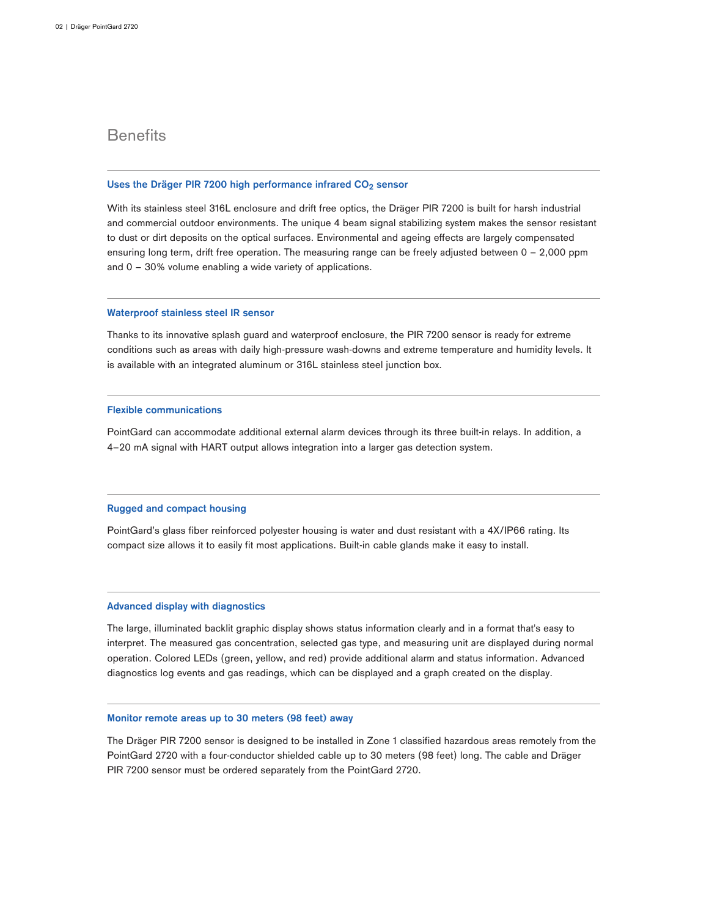## Benefits

### Uses the Dräger PIR 7200 high performance infrared $CO_2$ sensor

With its stainless steel 316L enclosure and drift free optics, the Dräger PIR 7200 is built for harsh industrial and commercial outdoor environments. The unique 4 beam signal stabilizing system makes the sensor resistant to dust or dirt deposits on the optical surfaces. Environmental and ageing effects are largely compensated ensuring long term, drift free operation. The measuring range can be freely adjusted between 0 – 2,000 ppm and 0 – 30% volume enabling a wide variety of applications.

### Waterproof stainless steel IR sensor

Thanks to its innovative splash guard and waterproof enclosure, the PIR 7200 sensor is ready for extreme conditions such as areas with daily high-pressure wash-downs and extreme temperature and humidity levels. It is available with an integrated aluminum or 316L stainless steel junction box.

### Flexible communications

PointGard can accommodate additional external alarm devices through its three built-in relays. In addition, a 4–20 mA signal with HART output allows integration into a larger gas detection system.

### Rugged and compact housing

PointGard's glass fiber reinforced polyester housing is water and dust resistant with a 4X/IP66 rating. Its compact size allows it to easily fit most applications. Built-in cable glands make it easy to install.

### Advanced display with diagnostics

The large, illuminated backlit graphic display shows status information clearly and in a format that's easy to interpret. The measured gas concentration, selected gas type, and measuring unit are displayed during normal operation. Colored LEDs (green, yellow, and red) provide additional alarm and status information. Advanced diagnostics log events and gas readings, which can be displayed and a graph created on the display.

### Monitor remote areas up to 30 meters (98 feet) away

The Dräger PIR 7200 sensor is designed to be installed in Zone 1 classified hazardous areas remotely from the PointGard 2720 with a four-conductor shielded cable up to 30 meters (98 feet) long. The cable and Dräger PIR 7200 sensor must be ordered separately from the PointGard 2720.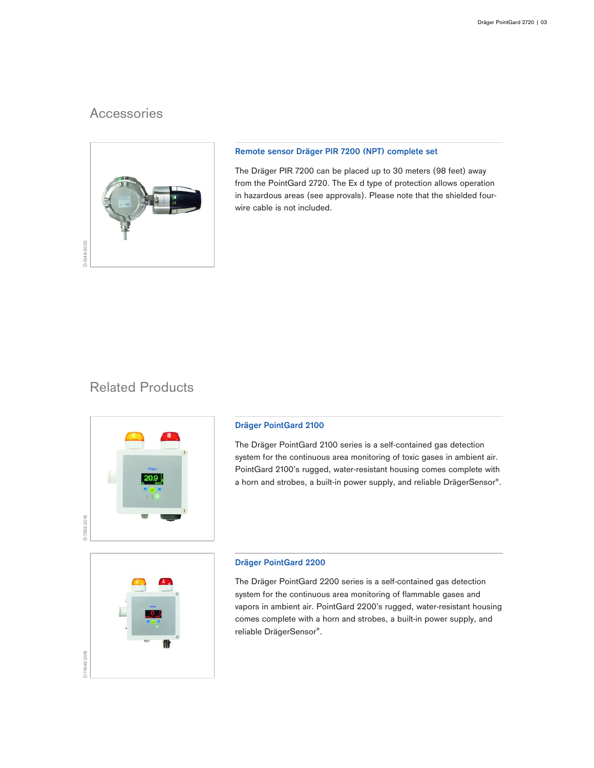## Accessories

### Remote sensor Dräger PIR 7200 (NPT) complete set

The Dräger PIR 7200 can be placed up to 30 meters (98 feet) away from the PointGard 2720. The Ex d type of protection allows operation in hazardous areas (see approvals). Please note that the shielded four-wire cable is not included.

## Related Products

### Dräger PointGard 2100

The Dräger PointGard 2100 series is a self-contained gas detection system for the continuous area monitoring of toxic gases in ambient air. PointGard 2100's rugged, water-resistant housing comes complete with a horn and strobes, a built-in power supply, and reliable DrägerSensor®.

### Dräger PointGard 2200

The Dräger PointGard 2200 series is a self-contained gas detection system for the continuous area monitoring of flammable gases and vapors in ambient air. PointGard 2200's rugged, water-resistant housing comes complete with a horn and strobes, a built-in power supply, and reliable DrägerSensor®.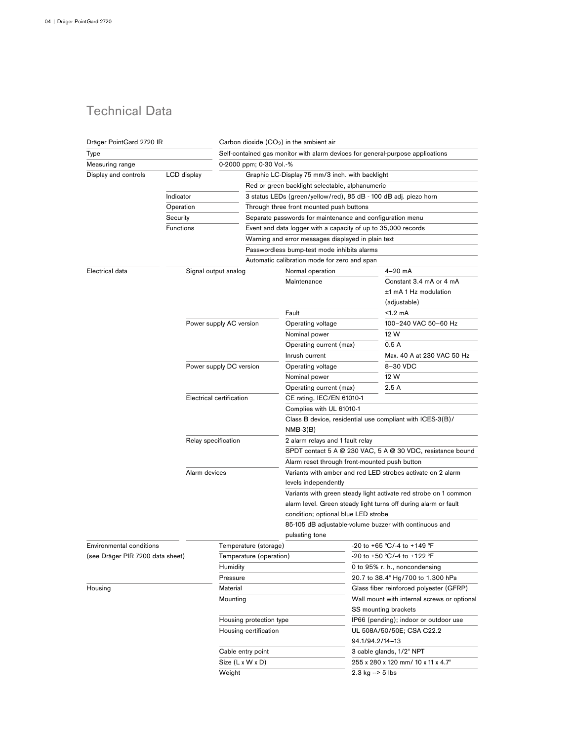## Technical Data

| | | | |
|---|---|---|---|
| Dräger PointGard 2720 IR | | Carbon dioxide ($CO_2$) in the ambient air | |
| Type | | Self-contained gas monitor with alarm devices for general-purpose applications | |
| Measuring range | | 0-2000 ppm; 0-30 Vol.-% | |
| Display and controls | LCD display | Graphic LC-Display 75 mm/3 inch. with backlight | |
| | | Red or green backlight selectable, alphanumeric | |
| | Indicator | 3 status LEDs (green/yellow/red), 85 dB - 100 dB adj. piezo horn | |
| | Operation | Through three front mounted push buttons | |
| | Security | Separate passwords for maintenance and configuration menu | |
| | Functions | Event and data logger with a capacity of up to 35,000 records | |
| | | Warning and error messages displayed in plain text | |
| | | Passwordless bump-test mode inhibits alarms | |
| | | Automatic calibration mode for zero and span | |
| Electrical data | Signal output analog | Normal operation | 4–20 mA |
| | | Maintenance | Constant 3.4 mA or 4 mA ±1 mA 1 Hz modulation (adjustable) |
| | | Fault | <1.2 mA |
| | Power supply AC version | Operating voltage | 100–240 VAC 50–60 Hz |
| | | Nominal power | 12 W |
| | | Operating current (max) | 0.5 A |
| | | Inrush current | Max. 40 A at 230 VAC 50 Hz |
| | Power supply DC version | Operating voltage | 8–30 VDC |
| | | Nominal power | 12 W |
| | | Operating current (max) | 2.5 A |
| | Electrical certification | CE rating, IEC/EN 61010-1 | |
| | | Complies with UL 61010-1 | |
| | | Class B device, residential use compliant with ICES-3(B)/ NMB-3(B) | |
| | Relay specification | 2 alarm relays and 1 fault relay | |
| | | SPDT contact 5 A @ 230 VAC, 5 A @ 30 VDC, resistance bound | |
| | | Alarm reset through front-mounted push button | |
| | Alarm devices | Variants with amber and red LED strobes activate on 2 alarm levels independently | |
| | | Variants with green steady light activate red strobe on 1 common alarm level. Green steady light turns off during alarm or fault condition; optional blue LED strobe | |
| | | 85-105 dB adjustable-volume buzzer with continuous and pulsating tone | |
| Environmental conditions (see Dräger PIR 7200 data sheet) | | Temperature (storage) | -20 to +65 °C/-4 to +149 °F |
| | | Temperature (operation) | -20 to +50 °C/-4 to +122 °F |
| | | Humidity | 0 to 95% r. h., noncondensing |
| | | Pressure | 20.7 to 38.4" Hg/700 to 1,300 hPa |
| Housing | | Material | Glass fiber reinforced polyester (GFRP) |
| | | Mounting | Wall mount with internal screws or optional SS mounting brackets |
| | | Housing protection type | IP66 (pending); indoor or outdoor use |
| | | Housing certification | UL 508A/50/50E; CSA C22.2 94.1/94.2/14–13 |
| | | Cable entry point | 3 cable glands, 1/2" NPT |
| | | Size (L x W x D) | 255 x 280 x 120 mm/ 10 x 11 x 4.7" |
| | | Weight | 2.3 kg --> 5 lbs |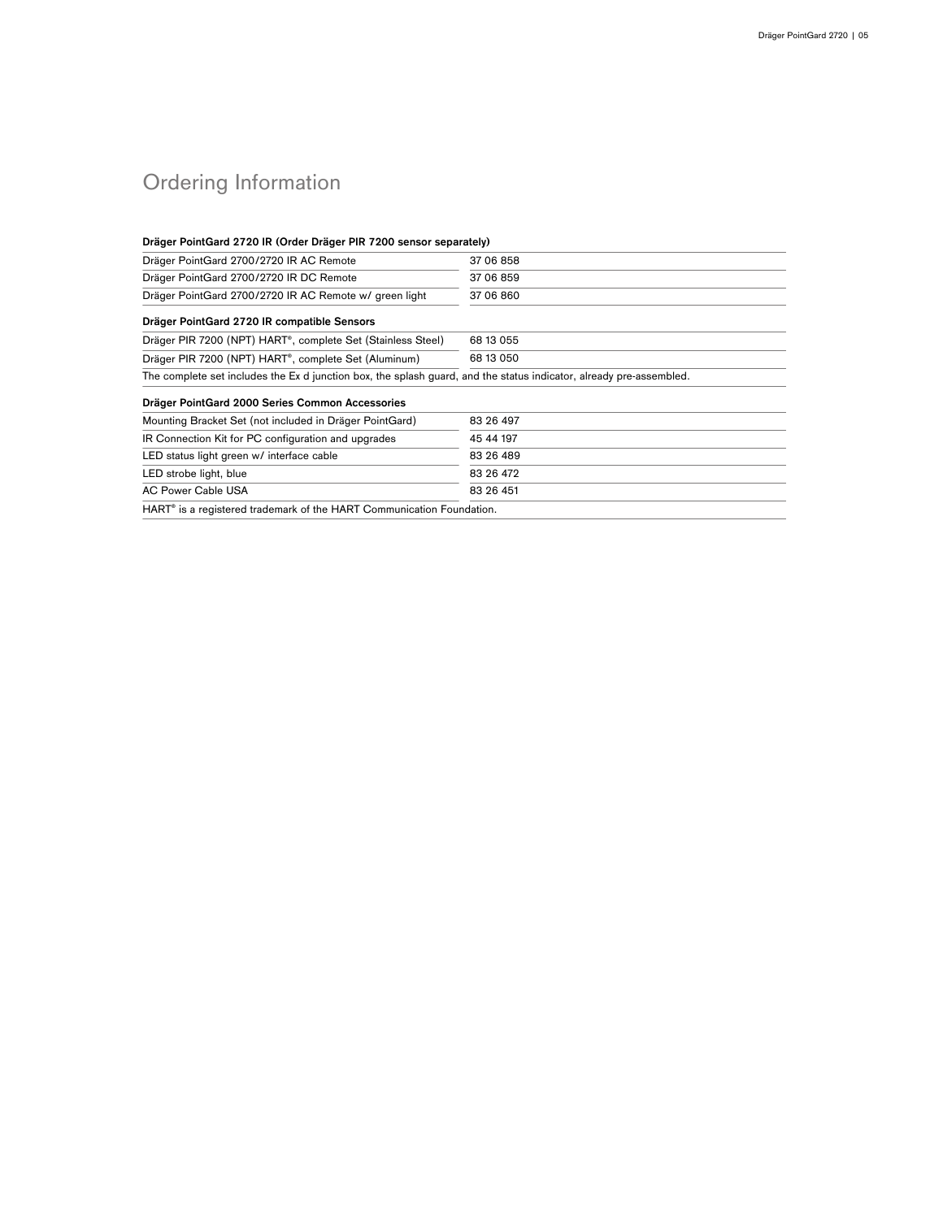## Ordering Information

| Dräger PointGard 2720 IR (Order Dräger PIR 7200 sensor separately) | |
|---|---|
| Dräger PointGard 2700/2720 IR AC Remote | 37 06 858 |
| Dräger PointGard 2700/2720 IR DC Remote | 37 06 859 |
| Dräger PointGard 2700/2720 IR AC Remote w/ green light | 37 06 860 |

| Dräger PointGard 2720 IR compatible Sensors | |
|---|---|
| Dräger PIR 7200 (NPT) HART®, complete Set (Stainless Steel) | 68 13 055 |
| Dräger PIR 7200 (NPT) HART®, complete Set (Aluminum) | 68 13 050 |
| The complete set includes the Ex d junction box, the splash guard, and the status indicator, already pre-assembled. | |

| Dräger PointGard 2000 Series Common Accessories | |
|---|---|
| Mounting Bracket Set (not included in Dräger PointGard) | 83 26 497 |
| IR Connection Kit for PC configuration and upgrades | 45 44 197 |
| LED status light green w/ interface cable | 83 26 489 |
| LED strobe light, blue | 83 26 472 |
| AC Power Cable USA | 83 26 451 |
| HART® is a registered trademark of the HART Communication Foundation. | |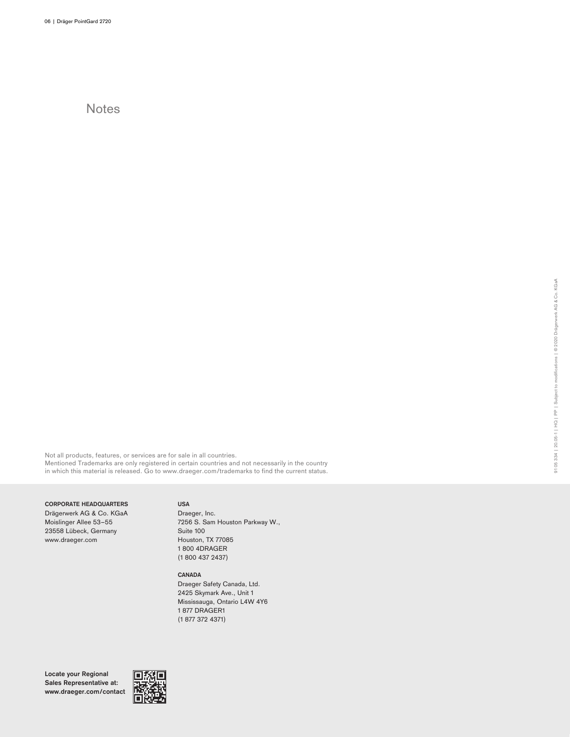## Notes

Not all products, features, or services are for sale in all countries.
Mentioned Trademarks are only registered in certain countries and not necessarily in the country in which this material is released. Go to www.draeger.com/trademarks to find the current status.

**CORPORATE HEADQUARTERS**
Drägerwerk AG & Co. KGaA
Moislinger Allee 53–55
23558 Lübeck, Germany
www.draeger.com

**USA**
Draeger, Inc.
7256 S. Sam Houston Parkway W.,
Suite 100
Houston, TX 77085
1 800 4DRAGER
(1 800 437 2437)

**CANADA**
Draeger Safety Canada, Ltd.
2425 Skymark Ave., Unit 1
Mississauga, Ontario L4W 4Y6
1 877 DRAGER1
(1 877 372 4371)

**Locate your Regional Sales Representative at: www.draeger.com/contact**

91 05 334 | 20.05-1 | HQ | PP | Subject to modifications | © 2020 Drägerwerk AG & Co. KGaA